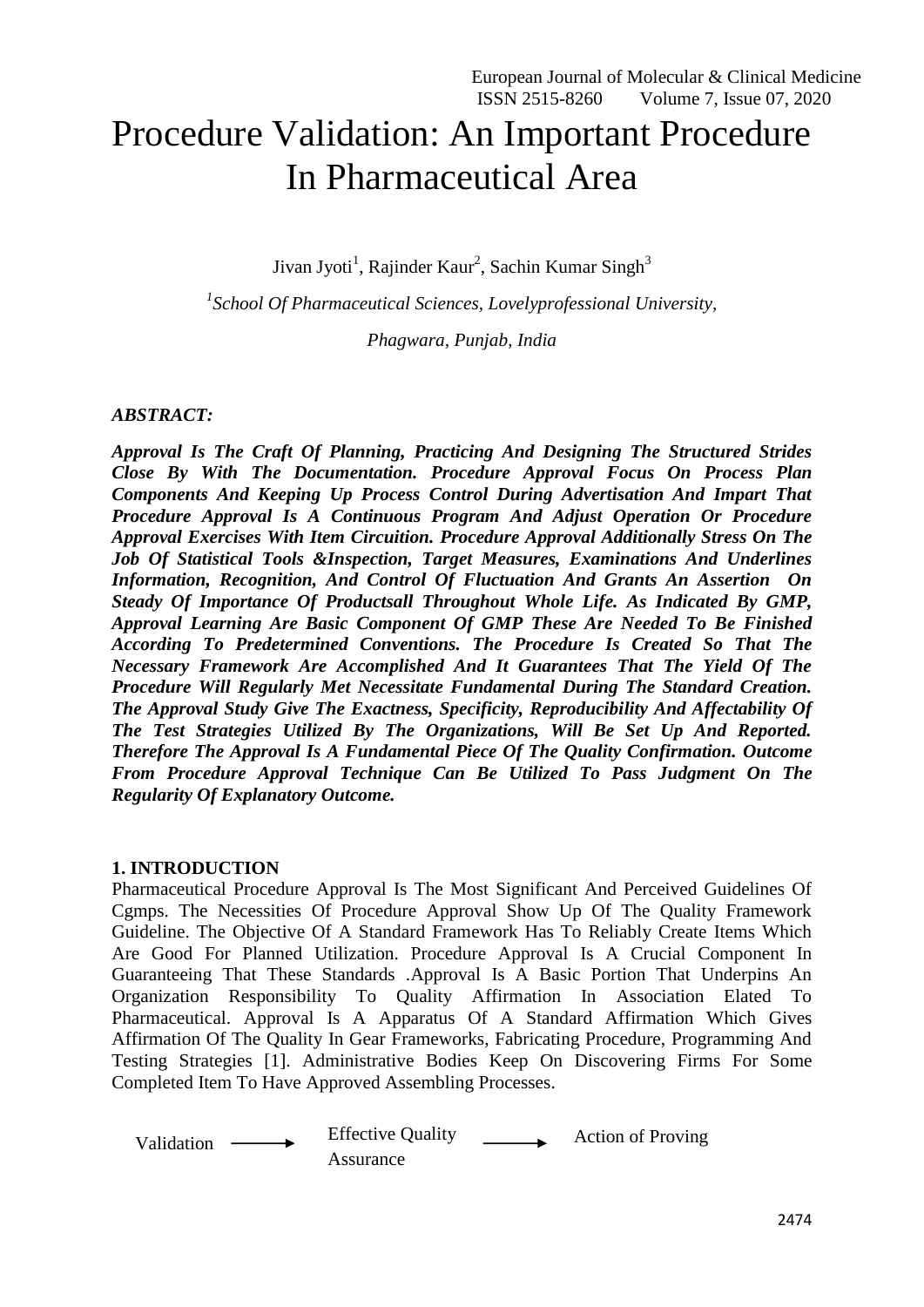# Procedure Validation: An Important Procedure In Pharmaceutical Area

Jivan Jyoti[1], Rajinder Kaur[2], Sachin Kumar Singh[3]

[1]*School Of Pharmaceutical Sciences, Lovelyprofessional University,*

*Phagwara, Punjab, India*

***ABSTRACT:***

***Approval Is The Craft Of Planning, Practicing And Designing The Structured Strides Close By With The Documentation. Procedure Approval Focus On Process Plan Components And Keeping Up Process Control During Advertisation And Impart That Procedure Approval Is A Continuous Program And Adjust Operation Or Procedure Approval Exercises With Item Circuition. Procedure Approval Additionally Stress On The Job Of Statistical Tools &Inspection, Target Measures, Examinations And Underlines Information, Recognition, And Control Of Fluctuation And Grants An Assertion On Steady Of Importance Of Productsall Throughout Whole Life. As Indicated By GMP, Approval Learning Are Basic Component Of GMP These Are Needed To Be Finished According To Predetermined Conventions. The Procedure Is Created So That The Necessary Framework Are Accomplished And It Guarantees That The Yield Of The Procedure Will Regularly Met Necessitate Fundamental During The Standard Creation. The Approval Study Give The Exactness, Specificity, Reproducibility And Affectability Of The Test Strategies Utilized By The Organizations, Will Be Set Up And Reported. Therefore The Approval Is A Fundamental Piece Of The Quality Confirmation. Outcome From Procedure Approval Technique Can Be Utilized To Pass Judgment On The Regularity Of Explanatory Outcome.***

## 1. INTRODUCTION

Pharmaceutical Procedure Approval Is The Most Significant And Perceived Guidelines Of Cgmps. The Necessities Of Procedure Approval Show Up Of The Quality Framework Guideline. The Objective Of A Standard Framework Has To Reliably Create Items Which Are Good For Planned Utilization. Procedure Approval Is A Crucial Component In Guaranteeing That These Standards .Approval Is A Basic Portion That Underpins An Organization Responsibility To Quality Affirmation In Association Elated To Pharmaceutical. Approval Is A Apparatus Of A Standard Affirmation Which Gives Affirmation Of The Quality In Gear Frameworks, Fabricating Procedure, Programming And Testing Strategies [1]. Administrative Bodies Keep On Discovering Firms For Some Completed Item To Have Approved Assembling Processes.

Validation ⟶ Effective Quality Assurance ⟶ Action of Proving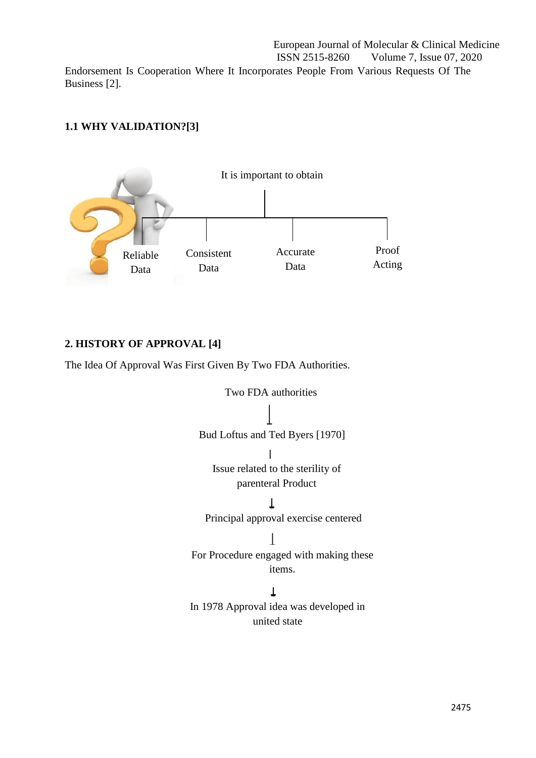Endorsement Is Cooperation Where It Incorporates People From Various Requests Of The Business [2].

### 1.1 WHY VALIDATION?[3]

It is important to obtain

- Reliable Data
- Consistent Data
- Accurate Data
- Proof Acting

## 2. HISTORY OF APPROVAL [4]

The Idea Of Approval Was First Given By Two FDA Authorities.

Two FDA authorities

↓

Bud Loftus and Ted Byers [1970]

↓

Issue related to the sterility of parenteral Product

↓

Principal approval exercise centered

↓

For Procedure engaged with making these items.

↓

In 1978 Approval idea was developed in united state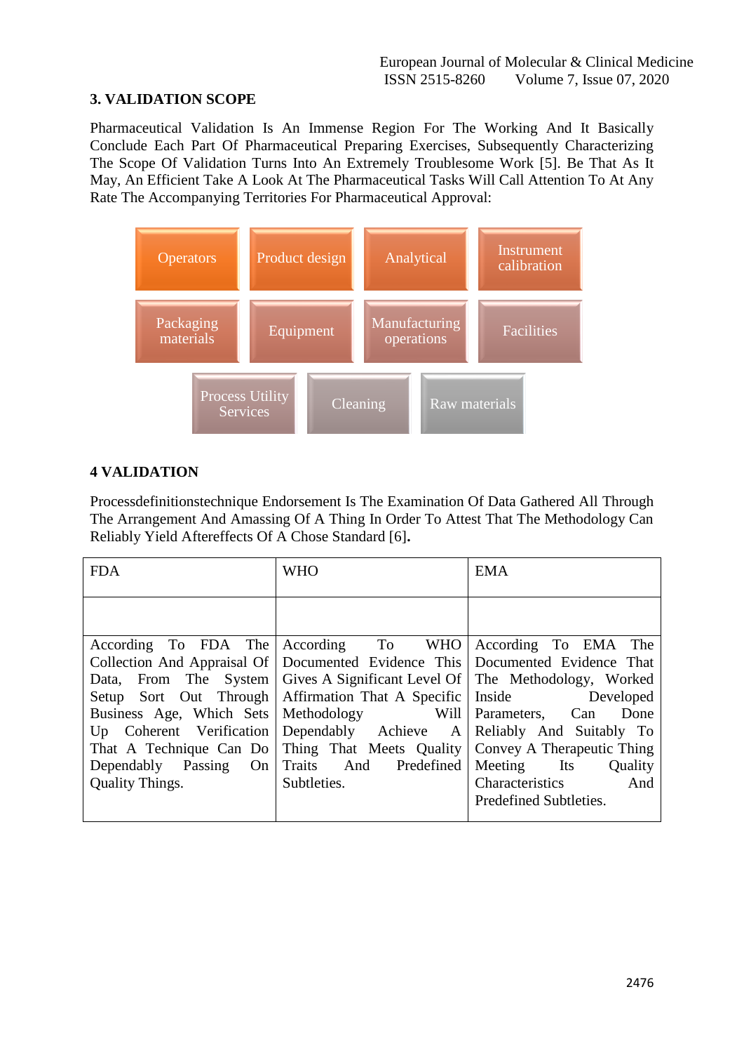## 3. VALIDATION SCOPE

Pharmaceutical Validation Is An Immense Region For The Working And It Basically Conclude Each Part Of Pharmaceutical Preparing Exercises, Subsequently Characterizing The Scope Of Validation Turns Into An Extremely Troublesome Work [5]. Be That As It May, An Efficient Take A Look At The Pharmaceutical Tasks Will Call Attention To At Any Rate The Accompanying Territories For Pharmaceutical Approval:

- Operators
- Product design
- Analytical
- Instrument calibration
- Packaging materials
- Equipment
- Manufacturing operations
- Facilities
- Process Utility Services
- Cleaning
- Raw materials

## 4 VALIDATION

Processdefinitionstechnique Endorsement Is The Examination Of Data Gathered All Through The Arrangement And Amassing Of A Thing In Order To Attest That The Methodology Can Reliably Yield Aftereffects Of A Chose Standard [6].

| FDA | WHO | EMA |
|---|---|---|
| | | |
| According To FDA The Collection And Appraisal Of Data, From The System Setup Sort Out Through Business Age, Which Sets Up Coherent Verification That A Technique Can Do Dependably Passing On Quality Things. | According To WHO Documented Evidence This Gives A Significant Level Of Affirmation That A Specific Methodology Will Dependably Achieve A Thing That Meets Quality Traits And Predefined Subtleties. | According To EMA The Documented Evidence That The Methodology, Worked Inside Developed Parameters, Can Done Reliably And Suitably To Convey A Therapeutic Thing Meeting Its Quality Characteristics And Predefined Subtleties. |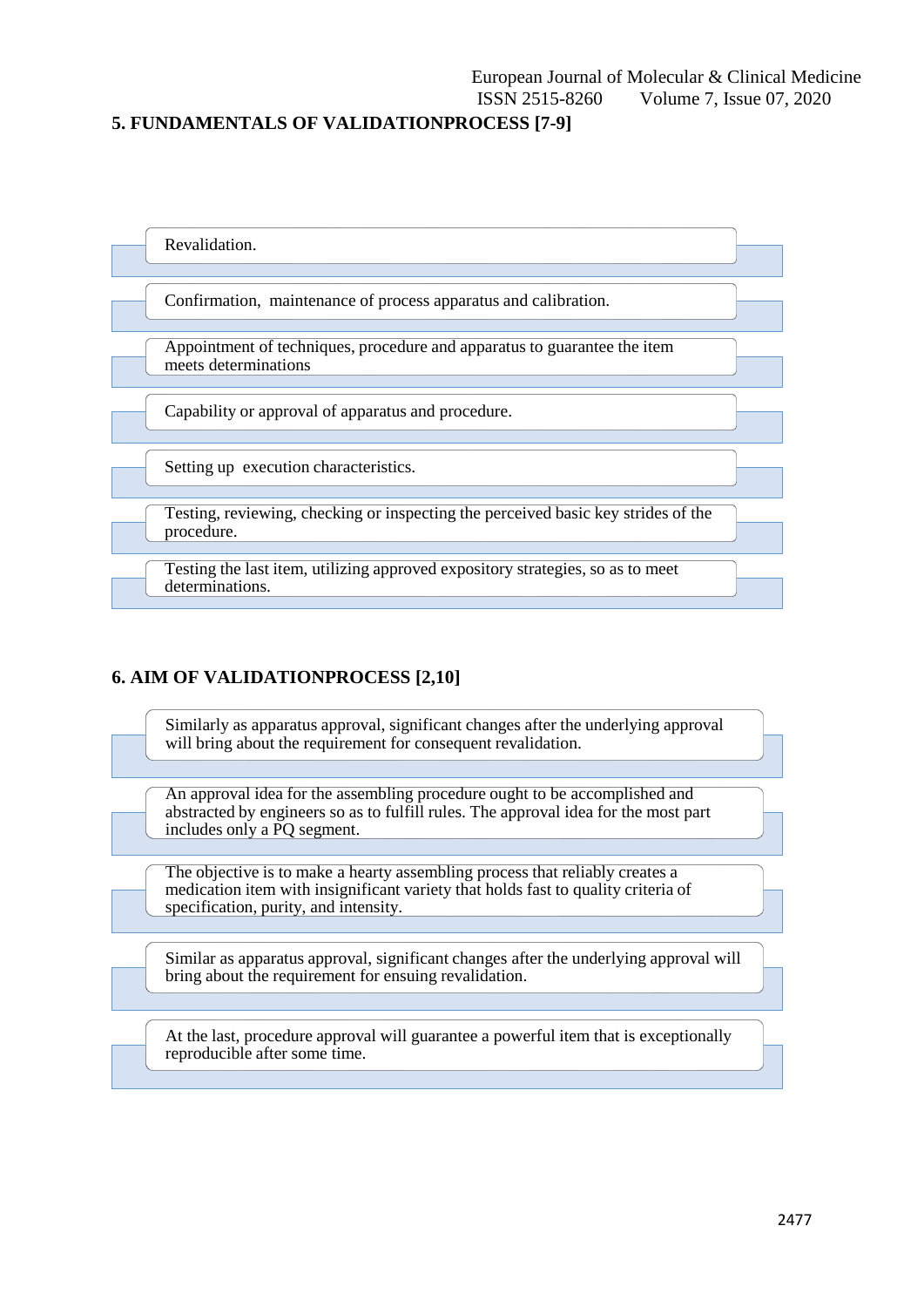## 5. FUNDAMENTALS OF VALIDATIONPROCESS [7-9]

- Revalidation.
- Confirmation, maintenance of process apparatus and calibration.
- Appointment of techniques, procedure and apparatus to guarantee the item meets determinations
- Capability or approval of apparatus and procedure.
- Setting up execution characteristics.
- Testing, reviewing, checking or inspecting the perceived basic key strides of the procedure.
- Testing the last item, utilizing approved expository strategies, so as to meet determinations.

## 6. AIM OF VALIDATIONPROCESS [2,10]

- Similarly as apparatus approval, significant changes after the underlying approval will bring about the requirement for consequent revalidation.
- An approval idea for the assembling procedure ought to be accomplished and abstracted by engineers so as to fulfill rules. The approval idea for the most part includes only a PQ segment.
- The objective is to make a hearty assembling process that reliably creates a medication item with insignificant variety that holds fast to quality criteria of specification, purity, and intensity.
- Similar as apparatus approval, significant changes after the underlying approval will bring about the requirement for ensuing revalidation.
- At the last, procedure approval will guarantee a powerful item that is exceptionally reproducible after some time.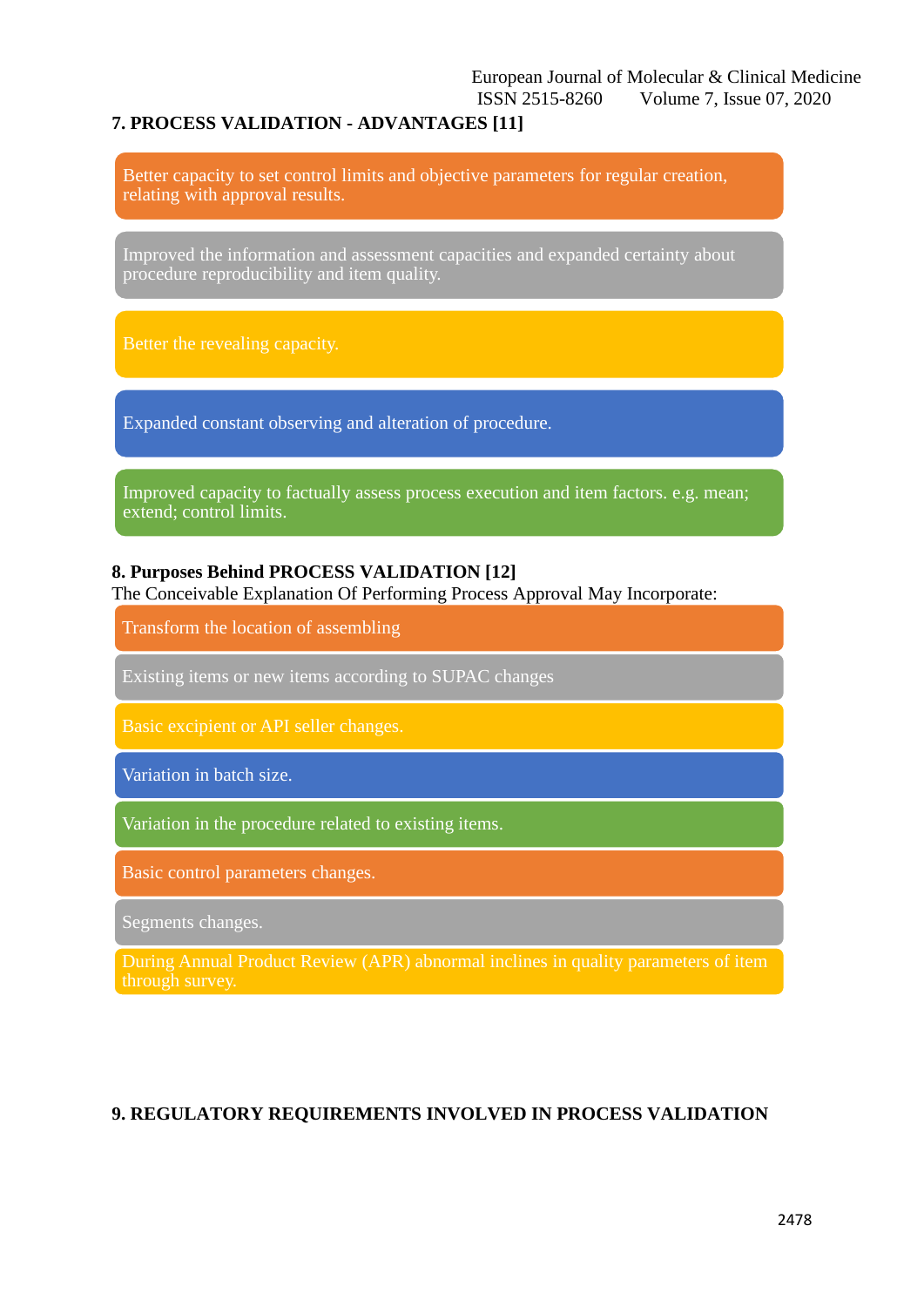## 7. PROCESS VALIDATION - ADVANTAGES [11]

- Better capacity to set control limits and objective parameters for regular creation, relating with approval results.
- Improved the information and assessment capacities and expanded certainty about procedure reproducibility and item quality.
- Better the revealing capacity.
- Expanded constant observing and alteration of procedure.
- Improved capacity to factually assess process execution and item factors. e.g. mean; extend; control limits.

## 8. Purposes Behind PROCESS VALIDATION [12]

The Conceivable Explanation Of Performing Process Approval May Incorporate:

- Transform the location of assembling
- Existing items or new items according to SUPAC changes
- Basic excipient or API seller changes.
- Variation in batch size.
- Variation in the procedure related to existing items.
- Basic control parameters changes.
- Segments changes.
- During Annual Product Review (APR) abnormal inclines in quality parameters of item through survey.

## 9. REGULATORY REQUIREMENTS INVOLVED IN PROCESS VALIDATION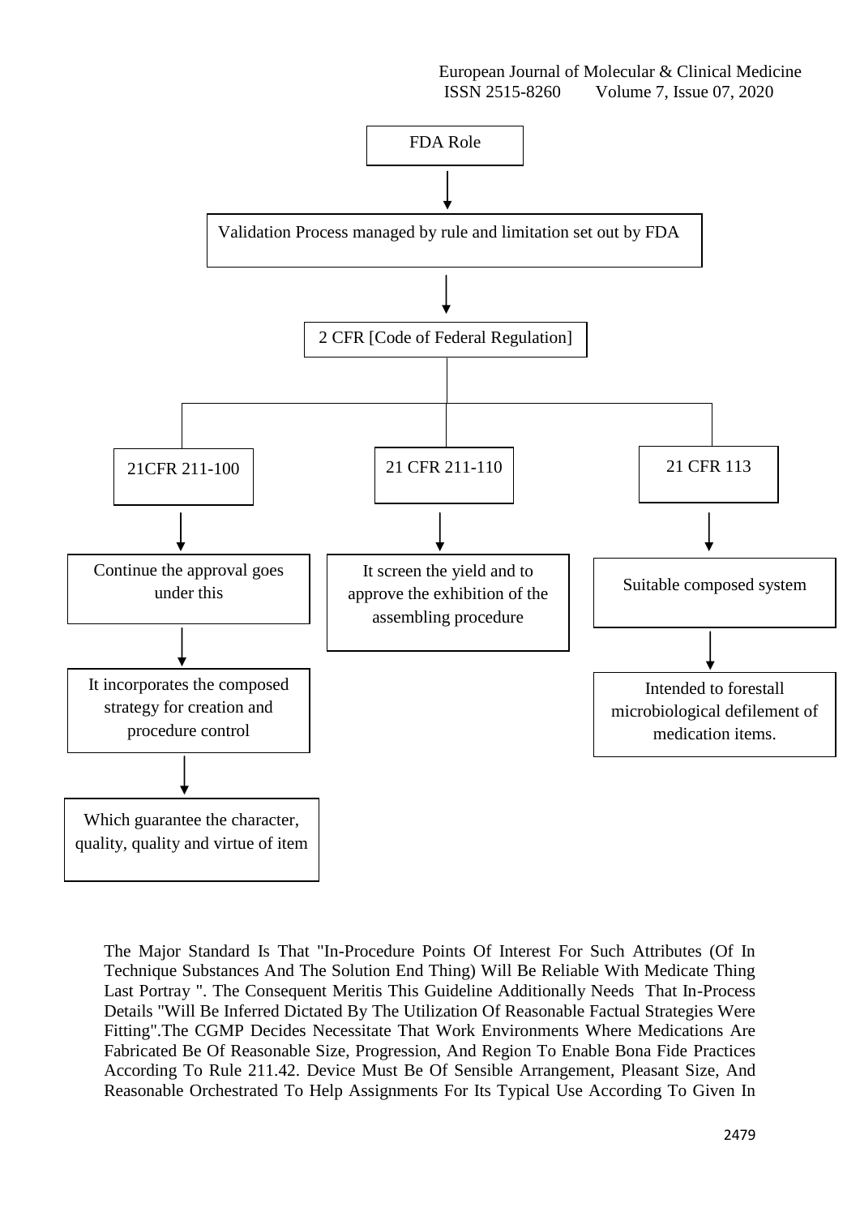FDA Role

↓

Validation Process managed by rule and limitation set out by FDA

↓

2 CFR [Code of Federal Regulation]

- 21CFR 211-100
  - ↓ Continue the approval goes under this
  - ↓ It incorporates the composed strategy for creation and procedure control
  - ↓ Which guarantee the character, quality, quality and virtue of item
- 21 CFR 211-110
  - ↓ It screen the yield and to approve the exhibition of the assembling procedure
- 21 CFR 113
  - ↓ Suitable composed system
  - ↓ Intended to forestall microbiological defilement of medication items.

The Major Standard Is That "In-Procedure Points Of Interest For Such Attributes (Of In Technique Substances And The Solution End Thing) Will Be Reliable With Medicate Thing Last Portray ". The Consequent Meritis This Guideline Additionally Needs That In-Process Details "Will Be Inferred Dictated By The Utilization Of Reasonable Factual Strategies Were Fitting".The CGMP Decides Necessitate That Work Environments Where Medications Are Fabricated Be Of Reasonable Size, Progression, And Region To Enable Bona Fide Practices According To Rule 211.42. Device Must Be Of Sensible Arrangement, Pleasant Size, And Reasonable Orchestrated To Help Assignments For Its Typical Use According To Given In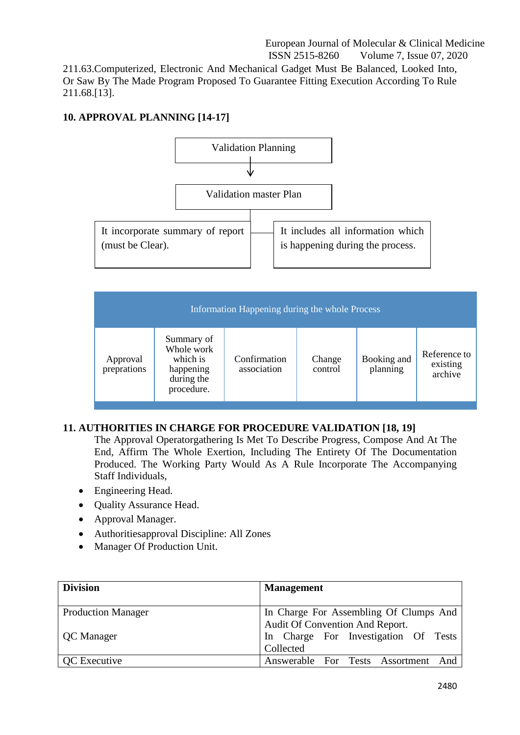211.63.Computerized, Electronic And Mechanical Gadget Must Be Balanced, Looked Into, Or Saw By The Made Program Proposed To Guarantee Fitting Execution According To Rule 211.68.[13].

## 10. APPROVAL PLANNING [14-17]

Validation Planning

↓

Validation master Plan

It incorporate summary of report (must be Clear).

It includes all information which is happening during the process.

| Information Happening during the whole Process | | | | | |
|---|---|---|---|---|---|
| Approval preprations | Summary of Whole work which is happening during the procedure. | Confirmation association | Change control | Booking and planning | Reference to existing archive |

## 11. AUTHORITIES IN CHARGE FOR PROCEDURE VALIDATION [18, 19]

The Approval Operatorgathering Is Met To Describe Progress, Compose And At The End, Affirm The Whole Exertion, Including The Entirety Of The Documentation Produced. The Working Party Would As A Rule Incorporate The Accompanying Staff Individuals,

- Engineering Head.
- Quality Assurance Head.
- Approval Manager.
- Authoritiesapproval Discipline: All Zones
- Manager Of Production Unit.

| Division | Management |
|---|---|
| Production Manager<br><br>QC Manager | In Charge For Assembling Of Clumps And Audit Of Convention And Report.<br>In Charge For Investigation Of Tests Collected |
| QC Executive | Answerable For Tests Assortment And |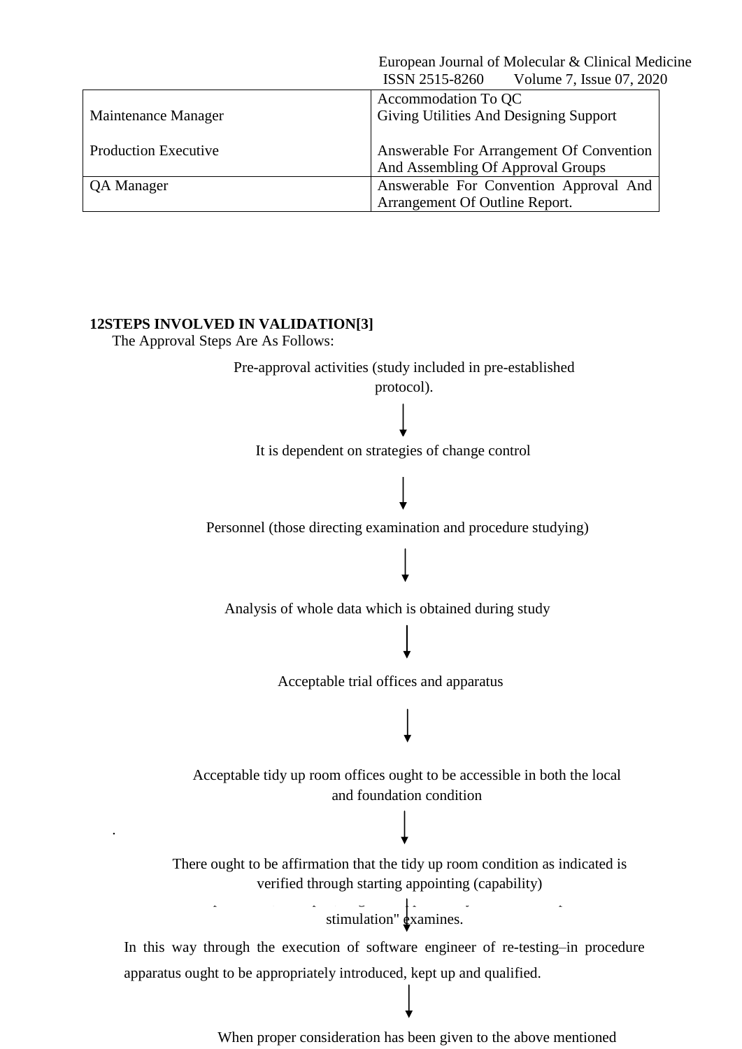| | |
|---|---|
| Maintenance Manager<br><br>Production Executive | Accommodation To QC<br>Giving Utilities And Designing Support<br><br>Answerable For Arrangement Of Convention And Assembling Of Approval Groups |
| QA Manager | Answerable For Convention Approval And Arrangement Of Outline Report. |

**12STEPS INVOLVED IN VALIDATION[3]**

The Approval Steps Are As Follows:

Pre-approval activities (study included in pre-established protocol).

↓

It is dependent on strategies of change control

↓

Personnel (those directing examination and procedure studying)

↓

Analysis of whole data which is obtained during study

↓

Acceptable trial offices and apparatus

↓

Acceptable tidy up room offices ought to be accessible in both the local and foundation condition

↓

There ought to be affirmation that the tidy up room condition as indicated is verified through starting appointing (capability)

stimulation" examines.

In this way through the execution of software engineer of re-testing–in procedure apparatus ought to be appropriately introduced, kept up and qualified.

↓

When proper consideration has been given to the above mentioned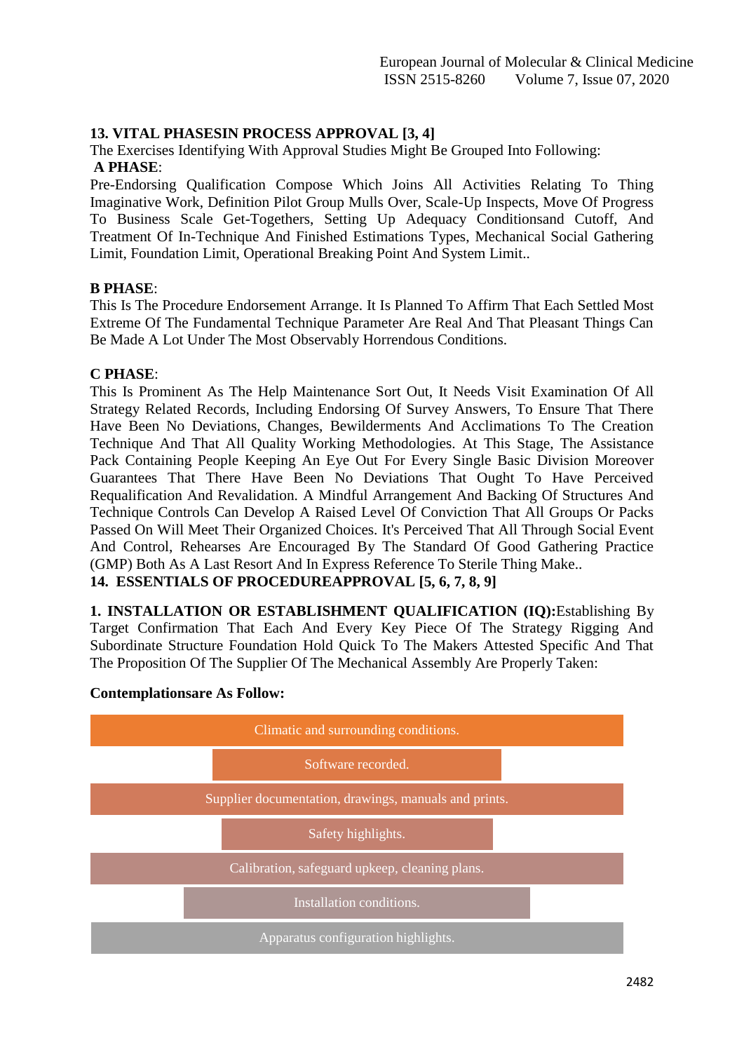## 13. VITAL PHASESIN PROCESS APPROVAL [3, 4]

The Exercises Identifying With Approval Studies Might Be Grouped Into Following:

**A PHASE**:

Pre-Endorsing Qualification Compose Which Joins All Activities Relating To Thing Imaginative Work, Definition Pilot Group Mulls Over, Scale-Up Inspects, Move Of Progress To Business Scale Get-Togethers, Setting Up Adequacy Conditionsand Cutoff, And Treatment Of In-Technique And Finished Estimations Types, Mechanical Social Gathering Limit, Foundation Limit, Operational Breaking Point And System Limit..

**B PHASE**:

This Is The Procedure Endorsement Arrange. It Is Planned To Affirm That Each Settled Most Extreme Of The Fundamental Technique Parameter Are Real And That Pleasant Things Can Be Made A Lot Under The Most Observably Horrendous Conditions.

**C PHASE**:

This Is Prominent As The Help Maintenance Sort Out, It Needs Visit Examination Of All Strategy Related Records, Including Endorsing Of Survey Answers, To Ensure That There Have Been No Deviations, Changes, Bewilderments And Acclimations To The Creation Technique And That All Quality Working Methodologies. At This Stage, The Assistance Pack Containing People Keeping An Eye Out For Every Single Basic Division Moreover Guarantees That There Have Been No Deviations That Ought To Have Perceived Requalification And Revalidation. A Mindful Arrangement And Backing Of Structures And Technique Controls Can Develop A Raised Level Of Conviction That All Groups Or Packs Passed On Will Meet Their Organized Choices. It's Perceived That All Through Social Event And Control, Rehearses Are Encouraged By The Standard Of Good Gathering Practice (GMP) Both As A Last Resort And In Express Reference To Sterile Thing Make..

## 14. ESSENTIALS OF PROCEDUREAPPROVAL [5, 6, 7, 8, 9]

**1. INSTALLATION OR ESTABLISHMENT QUALIFICATION (IQ):**Establishing By Target Confirmation That Each And Every Key Piece Of The Strategy Rigging And Subordinate Structure Foundation Hold Quick To The Makers Attested Specific And That The Proposition Of The Supplier Of The Mechanical Assembly Are Properly Taken:

**Contemplationsare As Follow:**

- Climatic and surrounding conditions.
- Software recorded.
- Supplier documentation, drawings, manuals and prints.
- Safety highlights.
- Calibration, safeguard upkeep, cleaning plans.
- Installation conditions.
- Apparatus configuration highlights.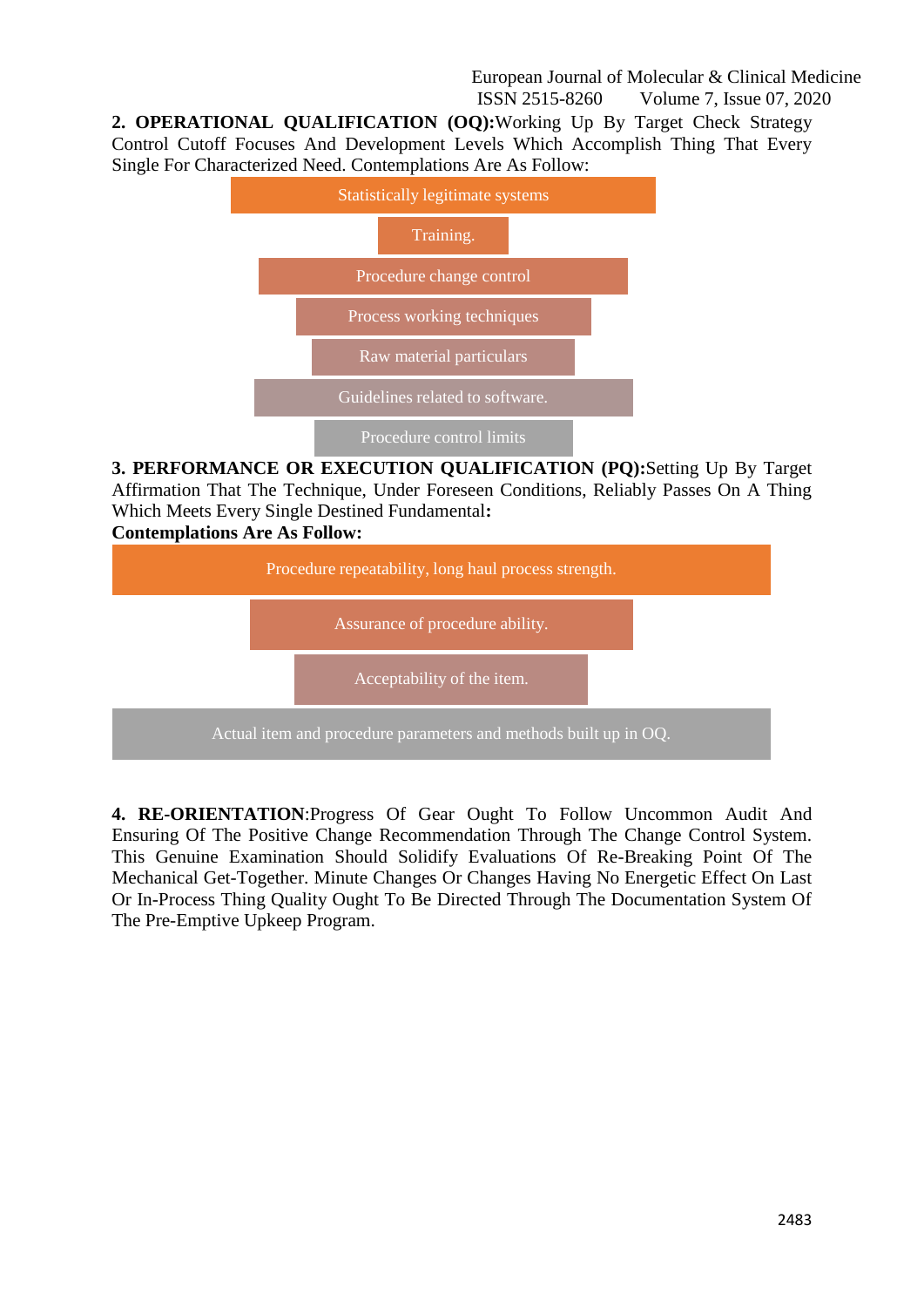**2. OPERATIONAL QUALIFICATION (OQ):**Working Up By Target Check Strategy Control Cutoff Focuses And Development Levels Which Accomplish Thing That Every Single For Characterized Need. Contemplations Are As Follow:

- Statistically legitimate systems
- Training.
- Procedure change control
- Process working techniques
- Raw material particulars
- Guidelines related to software.
- Procedure control limits

**3. PERFORMANCE OR EXECUTION QUALIFICATION (PQ):**Setting Up By Target Affirmation That The Technique, Under Foreseen Conditions, Reliably Passes On A Thing Which Meets Every Single Destined Fundamental**:**

**Contemplations Are As Follow:**

- Procedure repeatability, long haul process strength.
- Assurance of procedure ability.
- Acceptability of the item.
- Actual item and procedure parameters and methods built up in OQ.

**4. RE-ORIENTATION**:Progress Of Gear Ought To Follow Uncommon Audit And Ensuring Of The Positive Change Recommendation Through The Change Control System. This Genuine Examination Should Solidify Evaluations Of Re-Breaking Point Of The Mechanical Get-Together. Minute Changes Or Changes Having No Energetic Effect On Last Or In-Process Thing Quality Ought To Be Directed Through The Documentation System Of The Pre-Emptive Upkeep Program.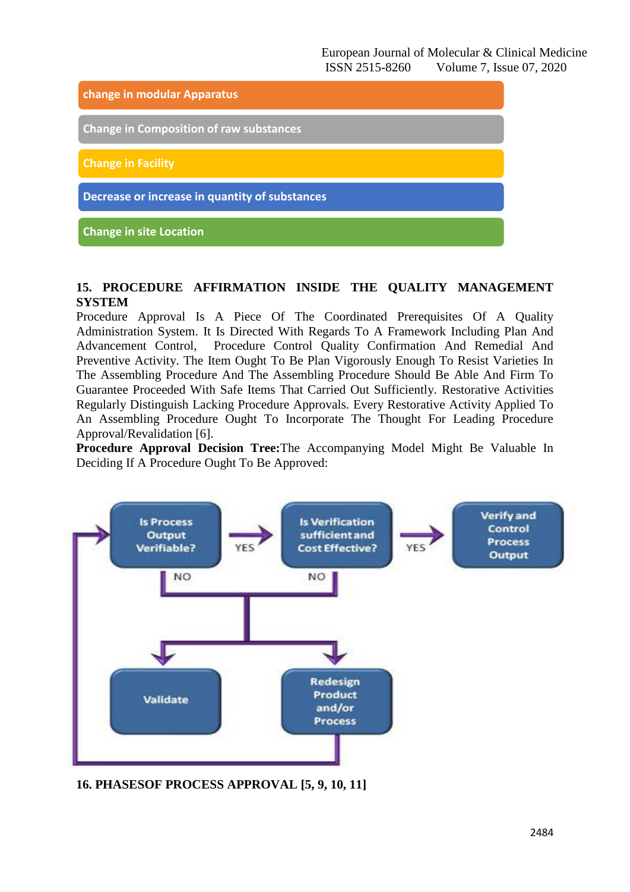- change in modular Apparatus
- Change in Composition of raw substances
- Change in Facility
- Decrease or increase in quantity of substances
- Change in site Location

## 15. PROCEDURE AFFIRMATION INSIDE THE QUALITY MANAGEMENT SYSTEM

Procedure Approval Is A Piece Of The Coordinated Prerequisites Of A Quality Administration System. It Is Directed With Regards To A Framework Including Plan And Advancement Control, Procedure Control Quality Confirmation And Remedial And Preventive Activity. The Item Ought To Be Plan Vigorously Enough To Resist Varieties In The Assembling Procedure And The Assembling Procedure Should Be Able And Firm To Guarantee Proceeded With Safe Items That Carried Out Sufficiently. Restorative Activities Regularly Distinguish Lacking Procedure Approvals. Every Restorative Activity Applied To An Assembling Procedure Ought To Incorporate The Thought For Leading Procedure Approval/Revalidation [6].

**Procedure Approval Decision Tree:**The Accompanying Model Might Be Valuable In Deciding If A Procedure Ought To Be Approved:

Is Process Output Verifiable? → YES → Is Verification sufficient and Cost Effective? → YES → Verify and Control Process Output

NO → Validate / Redesign Product and/or Process

## 16. PHASESOF PROCESS APPROVAL [5, 9, 10, 11]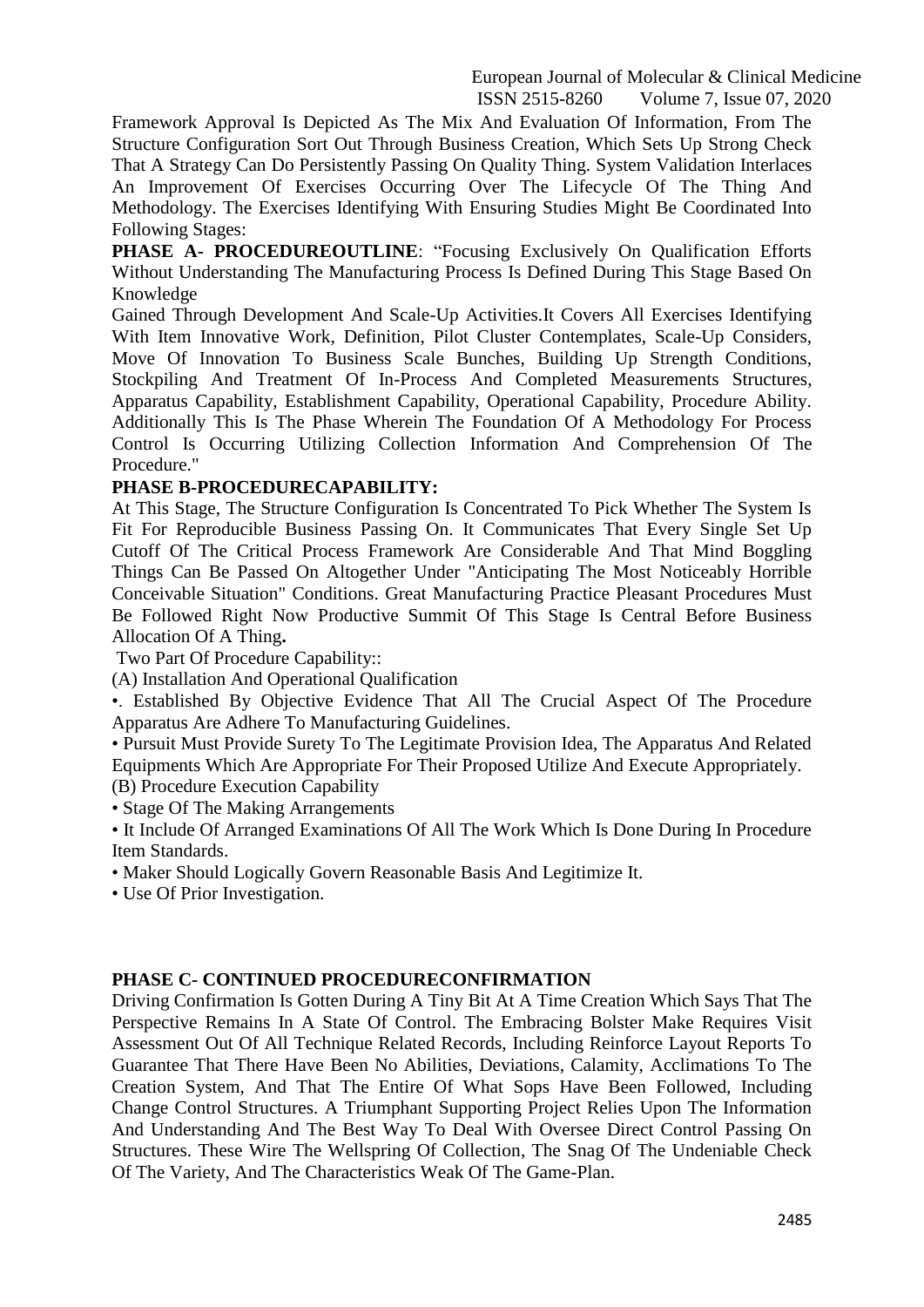Framework Approval Is Depicted As The Mix And Evaluation Of Information, From The Structure Configuration Sort Out Through Business Creation, Which Sets Up Strong Check That A Strategy Can Do Persistently Passing On Quality Thing. System Validation Interlaces An Improvement Of Exercises Occurring Over The Lifecycle Of The Thing And Methodology. The Exercises Identifying With Ensuring Studies Might Be Coordinated Into Following Stages:

**PHASE A- PROCEDUREOUTLINE**: "Focusing Exclusively On Qualification Efforts Without Understanding The Manufacturing Process Is Defined During This Stage Based On Knowledge

Gained Through Development And Scale-Up Activities.It Covers All Exercises Identifying With Item Innovative Work, Definition, Pilot Cluster Contemplates, Scale-Up Considers, Move Of Innovation To Business Scale Bunches, Building Up Strength Conditions, Stockpiling And Treatment Of In-Process And Completed Measurements Structures, Apparatus Capability, Establishment Capability, Operational Capability, Procedure Ability. Additionally This Is The Phase Wherein The Foundation Of A Methodology For Process Control Is Occurring Utilizing Collection Information And Comprehension Of The Procedure."

**PHASE B-PROCEDURECAPABILITY:**

At This Stage, The Structure Configuration Is Concentrated To Pick Whether The System Is Fit For Reproducible Business Passing On. It Communicates That Every Single Set Up Cutoff Of The Critical Process Framework Are Considerable And That Mind Boggling Things Can Be Passed On Altogether Under "Anticipating The Most Noticeably Horrible Conceivable Situation" Conditions. Great Manufacturing Practice Pleasant Procedures Must Be Followed Right Now Productive Summit Of This Stage Is Central Before Business Allocation Of A Thing**.**

Two Part Of Procedure Capability::

(A) Installation And Operational Qualification

•. Established By Objective Evidence That All The Crucial Aspect Of The Procedure Apparatus Are Adhere To Manufacturing Guidelines.

• Pursuit Must Provide Surety To The Legitimate Provision Idea, The Apparatus And Related Equipments Which Are Appropriate For Their Proposed Utilize And Execute Appropriately.

(B) Procedure Execution Capability

• Stage Of The Making Arrangements

• It Include Of Arranged Examinations Of All The Work Which Is Done During In Procedure Item Standards.

• Maker Should Logically Govern Reasonable Basis And Legitimize It.

• Use Of Prior Investigation.

**PHASE C- CONTINUED PROCEDURECONFIRMATION**

Driving Confirmation Is Gotten During A Tiny Bit At A Time Creation Which Says That The Perspective Remains In A State Of Control. The Embracing Bolster Make Requires Visit Assessment Out Of All Technique Related Records, Including Reinforce Layout Reports To Guarantee That There Have Been No Abilities, Deviations, Calamity, Acclimations To The Creation System, And That The Entire Of What Sops Have Been Followed, Including Change Control Structures. A Triumphant Supporting Project Relies Upon The Information And Understanding And The Best Way To Deal With Oversee Direct Control Passing On Structures. These Wire The Wellspring Of Collection, The Snag Of The Undeniable Check Of The Variety, And The Characteristics Weak Of The Game-Plan.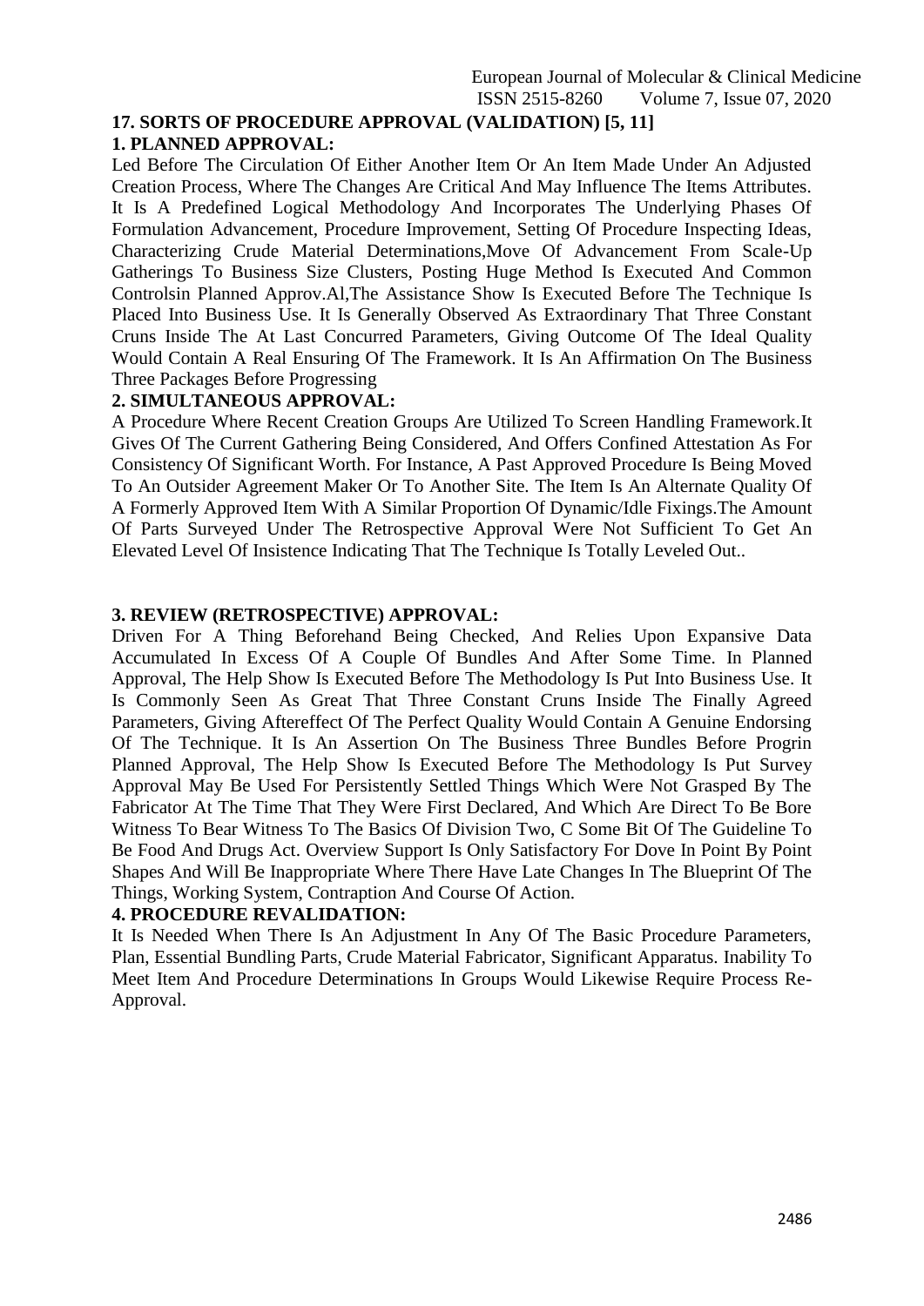## 17. SORTS OF PROCEDURE APPROVAL (VALIDATION) [5, 11]

### 1. PLANNED APPROVAL:

Led Before The Circulation Of Either Another Item Or An Item Made Under An Adjusted Creation Process, Where The Changes Are Critical And May Influence The Items Attributes. It Is A Predefined Logical Methodology And Incorporates The Underlying Phases Of Formulation Advancement, Procedure Improvement, Setting Of Procedure Inspecting Ideas, Characterizing Crude Material Determinations,Move Of Advancement From Scale-Up Gatherings To Business Size Clusters, Posting Huge Method Is Executed And Common Controlsin Planned Approv.Al,The Assistance Show Is Executed Before The Technique Is Placed Into Business Use. It Is Generally Observed As Extraordinary That Three Constant Cruns Inside The At Last Concurred Parameters, Giving Outcome Of The Ideal Quality Would Contain A Real Ensuring Of The Framework. It Is An Affirmation On The Business Three Packages Before Progressing

### 2. SIMULTANEOUS APPROVAL:

A Procedure Where Recent Creation Groups Are Utilized To Screen Handling Framework.It Gives Of The Current Gathering Being Considered, And Offers Confined Attestation As For Consistency Of Significant Worth. For Instance, A Past Approved Procedure Is Being Moved To An Outsider Agreement Maker Or To Another Site. The Item Is An Alternate Quality Of A Formerly Approved Item With A Similar Proportion Of Dynamic/Idle Fixings.The Amount Of Parts Surveyed Under The Retrospective Approval Were Not Sufficient To Get An Elevated Level Of Insistence Indicating That The Technique Is Totally Leveled Out..

### 3. REVIEW (RETROSPECTIVE) APPROVAL:

Driven For A Thing Beforehand Being Checked, And Relies Upon Expansive Data Accumulated In Excess Of A Couple Of Bundles And After Some Time. In Planned Approval, The Help Show Is Executed Before The Methodology Is Put Into Business Use. It Is Commonly Seen As Great That Three Constant Cruns Inside The Finally Agreed Parameters, Giving Aftereffect Of The Perfect Quality Would Contain A Genuine Endorsing Of The Technique. It Is An Assertion On The Business Three Bundles Before Progrin Planned Approval, The Help Show Is Executed Before The Methodology Is Put Survey Approval May Be Used For Persistently Settled Things Which Were Not Grasped By The Fabricator At The Time That They Were First Declared, And Which Are Direct To Be Bore Witness To Bear Witness To The Basics Of Division Two, C Some Bit Of The Guideline To Be Food And Drugs Act. Overview Support Is Only Satisfactory For Dove In Point By Point Shapes And Will Be Inappropriate Where There Have Late Changes In The Blueprint Of The Things, Working System, Contraption And Course Of Action.

### 4. PROCEDURE REVALIDATION:

It Is Needed When There Is An Adjustment In Any Of The Basic Procedure Parameters, Plan, Essential Bundling Parts, Crude Material Fabricator, Significant Apparatus. Inability To Meet Item And Procedure Determinations In Groups Would Likewise Require Process Re-Approval.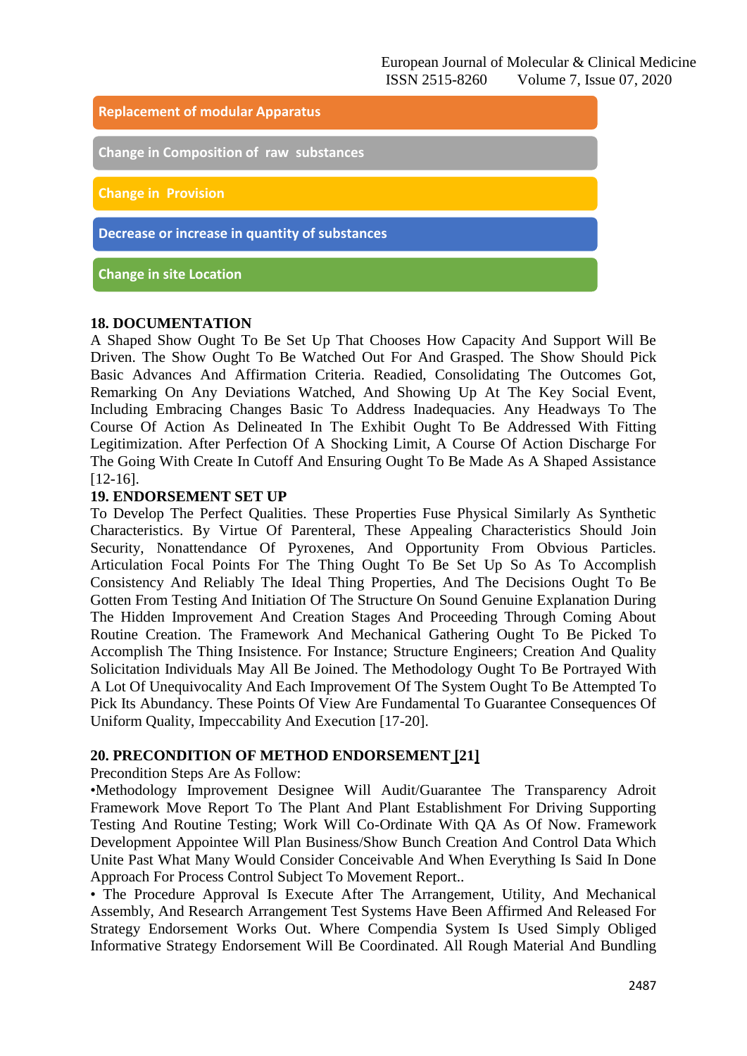Replacement of modular Apparatus

Change in Composition of raw substances

Change in Provision

Decrease or increase in quantity of substances

Change in site Location

**18. DOCUMENTATION**

A Shaped Show Ought To Be Set Up That Chooses How Capacity And Support Will Be Driven. The Show Ought To Be Watched Out For And Grasped. The Show Should Pick Basic Advances And Affirmation Criteria. Readied, Consolidating The Outcomes Got, Remarking On Any Deviations Watched, And Showing Up At The Key Social Event, Including Embracing Changes Basic To Address Inadequacies. Any Headways To The Course Of Action As Delineated In The Exhibit Ought To Be Addressed With Fitting Legitimization. After Perfection Of A Shocking Limit, A Course Of Action Discharge For The Going With Create In Cutoff And Ensuring Ought To Be Made As A Shaped Assistance [12-16].

**19. ENDORSEMENT SET UP**

To Develop The Perfect Qualities. These Properties Fuse Physical Similarly As Synthetic Characteristics. By Virtue Of Parenteral, These Appealing Characteristics Should Join Security, Nonattendance Of Pyroxenes, And Opportunity From Obvious Particles. Articulation Focal Points For The Thing Ought To Be Set Up So As To Accomplish Consistency And Reliably The Ideal Thing Properties, And The Decisions Ought To Be Gotten From Testing And Initiation Of The Structure On Sound Genuine Explanation During The Hidden Improvement And Creation Stages And Proceeding Through Coming About Routine Creation. The Framework And Mechanical Gathering Ought To Be Picked To Accomplish The Thing Insistence. For Instance; Structure Engineers; Creation And Quality Solicitation Individuals May All Be Joined. The Methodology Ought To Be Portrayed With A Lot Of Unequivocality And Each Improvement Of The System Ought To Be Attempted To Pick Its Abundancy. These Points Of View Are Fundamental To Guarantee Consequences Of Uniform Quality, Impeccability And Execution [17-20].

**20. PRECONDITION OF METHOD ENDORSEMENT [21]**

Precondition Steps Are As Follow:

•Methodology Improvement Designee Will Audit/Guarantee The Transparency Adroit Framework Move Report To The Plant And Plant Establishment For Driving Supporting Testing And Routine Testing; Work Will Co-Ordinate With QA As Of Now. Framework Development Appointee Will Plan Business/Show Bunch Creation And Control Data Which Unite Past What Many Would Consider Conceivable And When Everything Is Said In Done Approach For Process Control Subject To Movement Report..

• The Procedure Approval Is Execute After The Arrangement, Utility, And Mechanical Assembly, And Research Arrangement Test Systems Have Been Affirmed And Released For Strategy Endorsement Works Out. Where Compendia System Is Used Simply Obliged Informative Strategy Endorsement Will Be Coordinated. All Rough Material And Bundling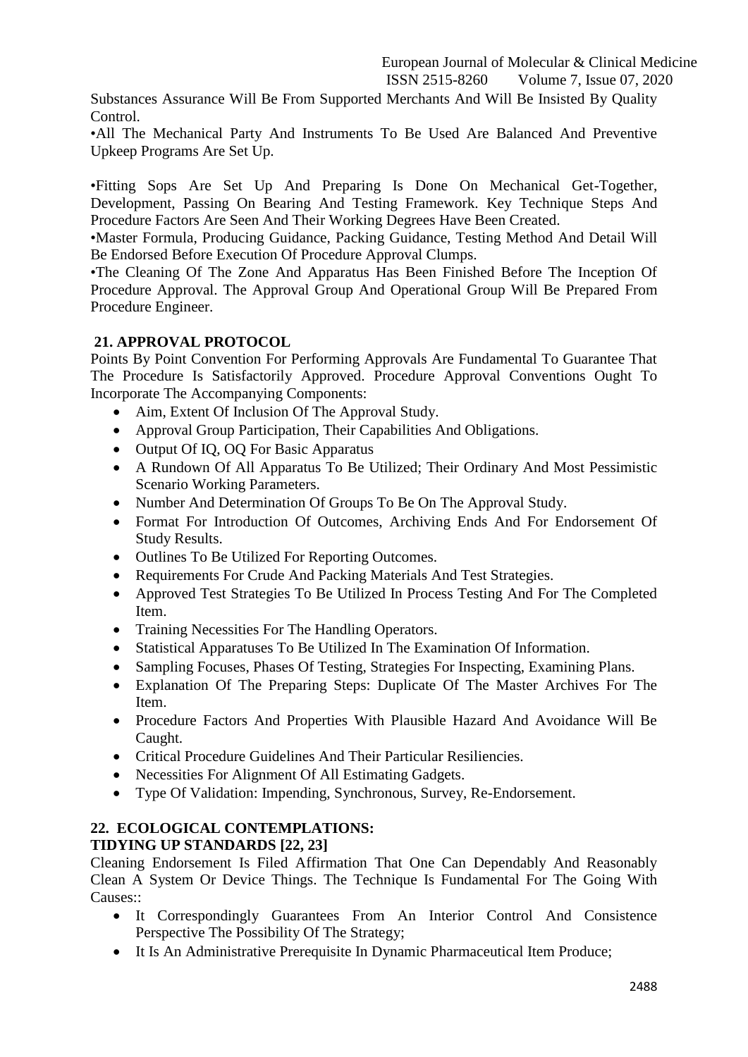Substances Assurance Will Be From Supported Merchants And Will Be Insisted By Quality Control.

•All The Mechanical Party And Instruments To Be Used Are Balanced And Preventive Upkeep Programs Are Set Up.

•Fitting Sops Are Set Up And Preparing Is Done On Mechanical Get-Together, Development, Passing On Bearing And Testing Framework. Key Technique Steps And Procedure Factors Are Seen And Their Working Degrees Have Been Created.

•Master Formula, Producing Guidance, Packing Guidance, Testing Method And Detail Will Be Endorsed Before Execution Of Procedure Approval Clumps.

•The Cleaning Of The Zone And Apparatus Has Been Finished Before The Inception Of Procedure Approval. The Approval Group And Operational Group Will Be Prepared From Procedure Engineer.

## 21. APPROVAL PROTOCOL

Points By Point Convention For Performing Approvals Are Fundamental To Guarantee That The Procedure Is Satisfactorily Approved. Procedure Approval Conventions Ought To Incorporate The Accompanying Components:

- Aim, Extent Of Inclusion Of The Approval Study.
- Approval Group Participation, Their Capabilities And Obligations.
- Output Of IQ, OQ For Basic Apparatus
- A Rundown Of All Apparatus To Be Utilized; Their Ordinary And Most Pessimistic Scenario Working Parameters.
- Number And Determination Of Groups To Be On The Approval Study.
- Format For Introduction Of Outcomes, Archiving Ends And For Endorsement Of Study Results.
- Outlines To Be Utilized For Reporting Outcomes.
- Requirements For Crude And Packing Materials And Test Strategies.
- Approved Test Strategies To Be Utilized In Process Testing And For The Completed Item.
- Training Necessities For The Handling Operators.
- Statistical Apparatuses To Be Utilized In The Examination Of Information.
- Sampling Focuses, Phases Of Testing, Strategies For Inspecting, Examining Plans.
- Explanation Of The Preparing Steps: Duplicate Of The Master Archives For The Item.
- Procedure Factors And Properties With Plausible Hazard And Avoidance Will Be Caught.
- Critical Procedure Guidelines And Their Particular Resiliencies.
- Necessities For Alignment Of All Estimating Gadgets.
- Type Of Validation: Impending, Synchronous, Survey, Re-Endorsement.

## 22. ECOLOGICAL CONTEMPLATIONS:

### TIDYING UP STANDARDS [22, 23]

Cleaning Endorsement Is Filed Affirmation That One Can Dependably And Reasonably Clean A System Or Device Things. The Technique Is Fundamental For The Going With Causes::

- It Correspondingly Guarantees From An Interior Control And Consistence Perspective The Possibility Of The Strategy;
- It Is An Administrative Prerequisite In Dynamic Pharmaceutical Item Produce;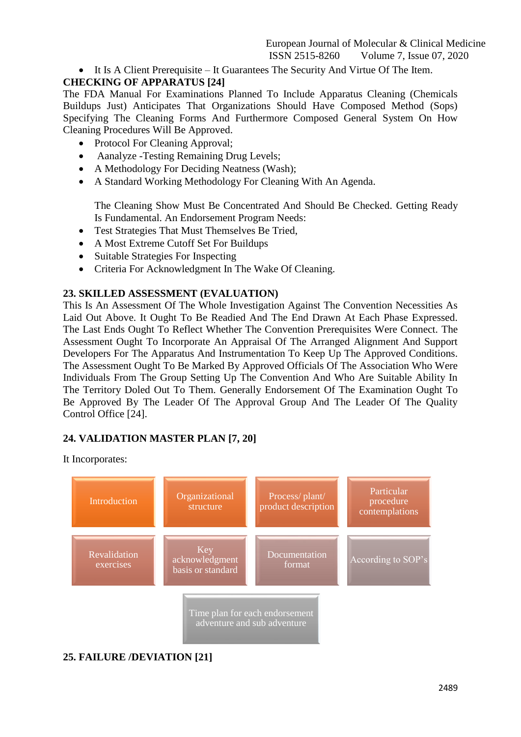- It Is A Client Prerequisite – It Guarantees The Security And Virtue Of The Item.

**CHECKING OF APPARATUS [24]**

The FDA Manual For Examinations Planned To Include Apparatus Cleaning (Chemicals Buildups Just) Anticipates That Organizations Should Have Composed Method (Sops) Specifying The Cleaning Forms And Furthermore Composed General System On How Cleaning Procedures Will Be Approved.

- Protocol For Cleaning Approval;
- Aanalyze -Testing Remaining Drug Levels;
- A Methodology For Deciding Neatness (Wash);
- A Standard Working Methodology For Cleaning With An Agenda.

The Cleaning Show Must Be Concentrated And Should Be Checked. Getting Ready Is Fundamental. An Endorsement Program Needs:

- Test Strategies That Must Themselves Be Tried,
- A Most Extreme Cutoff Set For Buildups
- Suitable Strategies For Inspecting
- Criteria For Acknowledgment In The Wake Of Cleaning.

## 23. SKILLED ASSESSMENT (EVALUATION)

This Is An Assessment Of The Whole Investigation Against The Convention Necessities As Laid Out Above. It Ought To Be Readied And The End Drawn At Each Phase Expressed. The Last Ends Ought To Reflect Whether The Convention Prerequisites Were Connect. The Assessment Ought To Incorporate An Appraisal Of The Arranged Alignment And Support Developers For The Apparatus And Instrumentation To Keep Up The Approved Conditions. The Assessment Ought To Be Marked By Approved Officials Of The Association Who Were Individuals From The Group Setting Up The Convention And Who Are Suitable Ability In The Territory Doled Out To Them. Generally Endorsement Of The Examination Ought To Be Approved By The Leader Of The Approval Group And The Leader Of The Quality Control Office [24].

## 24. VALIDATION MASTER PLAN [7, 20]

It Incorporates:

- Introduction
- Organizational structure
- Process/ plant/ product description
- Particular procedure contemplations
- Revalidation exercises
- Key acknowledgment basis or standard
- Documentation format
- According to SOP's
- Time plan for each endorsement adventure and sub adventure

## 25. FAILURE /DEVIATION [21]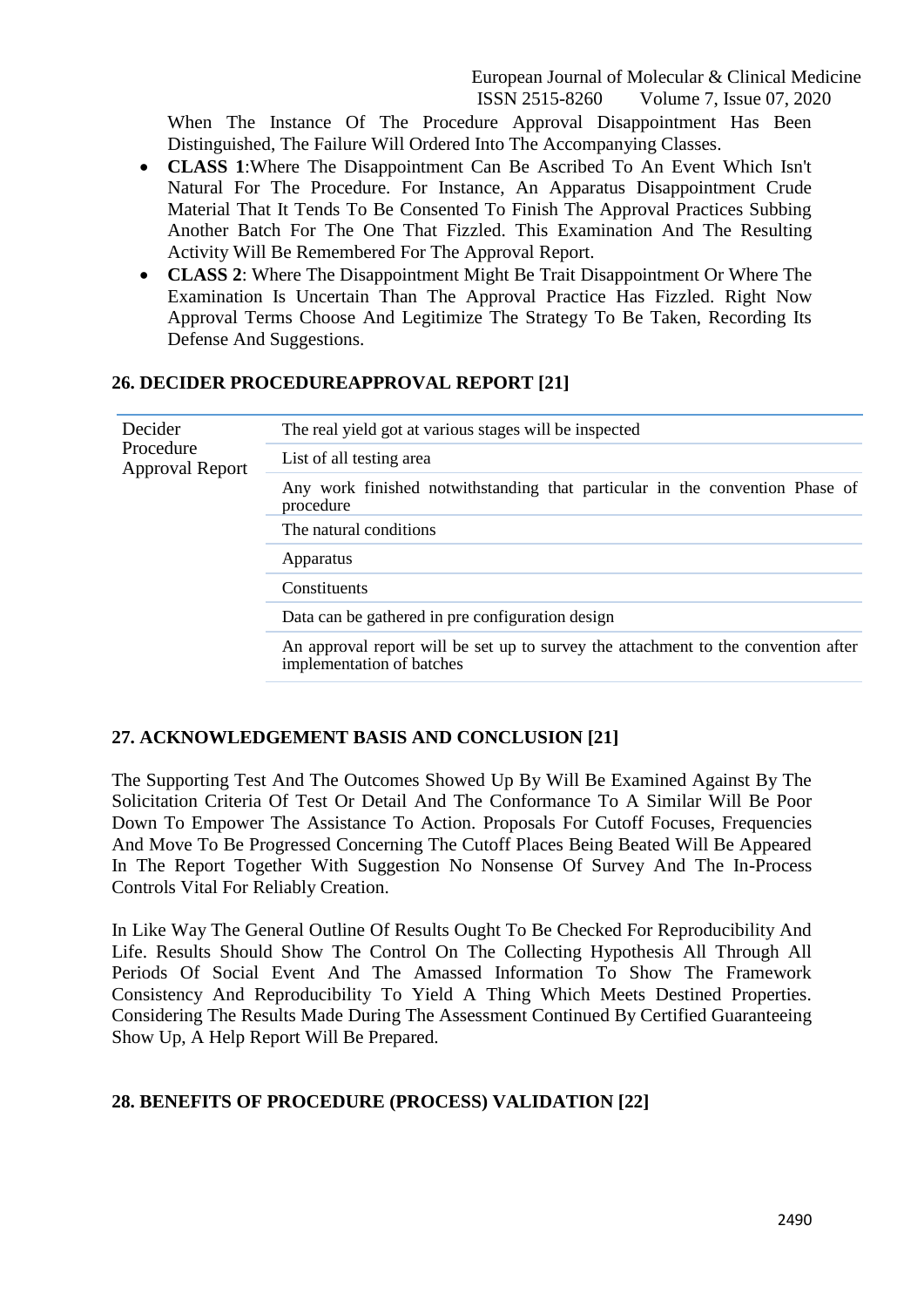When The Instance Of The Procedure Approval Disappointment Has Been Distinguished, The Failure Will Ordered Into The Accompanying Classes.

- **CLASS 1**:Where The Disappointment Can Be Ascribed To An Event Which Isn't Natural For The Procedure. For Instance, An Apparatus Disappointment Crude Material That It Tends To Be Consented To Finish The Approval Practices Subbing Another Batch For The One That Fizzled. This Examination And The Resulting Activity Will Be Remembered For The Approval Report.
- **CLASS 2**: Where The Disappointment Might Be Trait Disappointment Or Where The Examination Is Uncertain Than The Approval Practice Has Fizzled. Right Now Approval Terms Choose And Legitimize The Strategy To Be Taken, Recording Its Defense And Suggestions.

## 26. DECIDER PROCEDUREAPPROVAL REPORT [21]

| | |
|---|---|
| Decider Procedure Approval Report | The real yield got at various stages will be inspected |
| | List of all testing area |
| | Any work finished notwithstanding that particular in the convention Phase of procedure |
| | The natural conditions |
| | Apparatus |
| | Constituents |
| | Data can be gathered in pre configuration design |
| | An approval report will be set up to survey the attachment to the convention after implementation of batches |

## 27. ACKNOWLEDGEMENT BASIS AND CONCLUSION [21]

The Supporting Test And The Outcomes Showed Up By Will Be Examined Against By The Solicitation Criteria Of Test Or Detail And The Conformance To A Similar Will Be Poor Down To Empower The Assistance To Action. Proposals For Cutoff Focuses, Frequencies And Move To Be Progressed Concerning The Cutoff Places Being Beated Will Be Appeared In The Report Together With Suggestion No Nonsense Of Survey And The In-Process Controls Vital For Reliably Creation.

In Like Way The General Outline Of Results Ought To Be Checked For Reproducibility And Life. Results Should Show The Control On The Collecting Hypothesis All Through All Periods Of Social Event And The Amassed Information To Show The Framework Consistency And Reproducibility To Yield A Thing Which Meets Destined Properties. Considering The Results Made During The Assessment Continued By Certified Guaranteeing Show Up, A Help Report Will Be Prepared.

## 28. BENEFITS OF PROCEDURE (PROCESS) VALIDATION [22]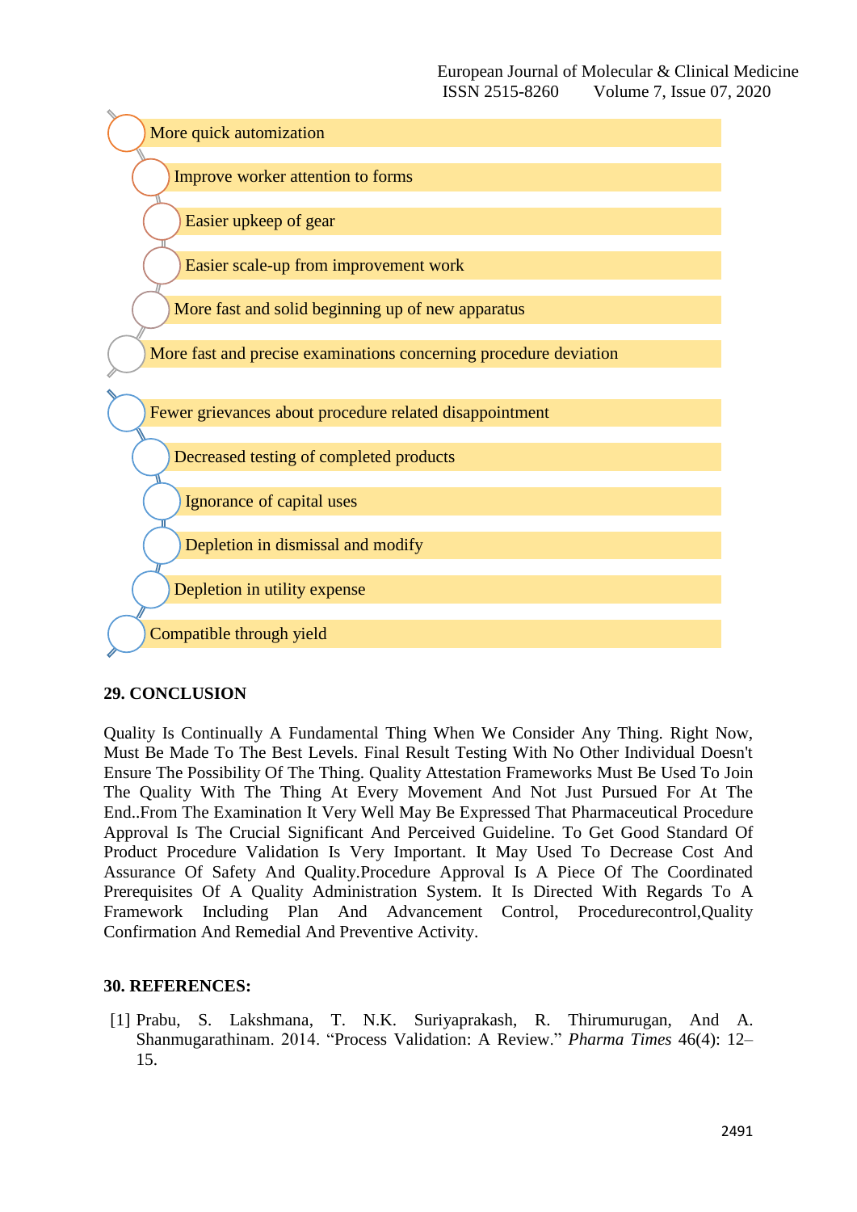- More quick automization
- Improve worker attention to forms
- Easier upkeep of gear
- Easier scale-up from improvement work
- More fast and solid beginning up of new apparatus
- More fast and precise examinations concerning procedure deviation

- Fewer grievances about procedure related disappointment
- Decreased testing of completed products
- Ignorance of capital uses
- Depletion in dismissal and modify
- Depletion in utility expense
- Compatible through yield

## 29. CONCLUSION

Quality Is Continually A Fundamental Thing When We Consider Any Thing. Right Now, Must Be Made To The Best Levels. Final Result Testing With No Other Individual Doesn't Ensure The Possibility Of The Thing. Quality Attestation Frameworks Must Be Used To Join The Quality With The Thing At Every Movement And Not Just Pursued For At The End..From The Examination It Very Well May Be Expressed That Pharmaceutical Procedure Approval Is The Crucial Significant And Perceived Guideline. To Get Good Standard Of Product Procedure Validation Is Very Important. It May Used To Decrease Cost And Assurance Of Safety And Quality.Procedure Approval Is A Piece Of The Coordinated Prerequisites Of A Quality Administration System. It Is Directed With Regards To A Framework Including Plan And Advancement Control, Procedurecontrol,Quality Confirmation And Remedial And Preventive Activity.

## 30. REFERENCES:

[1] Prabu, S. Lakshmana, T. N.K. Suriyaprakash, R. Thirumurugan, And A. Shanmugarathinam. 2014. "Process Validation: A Review." *Pharma Times* 46(4): 12–15.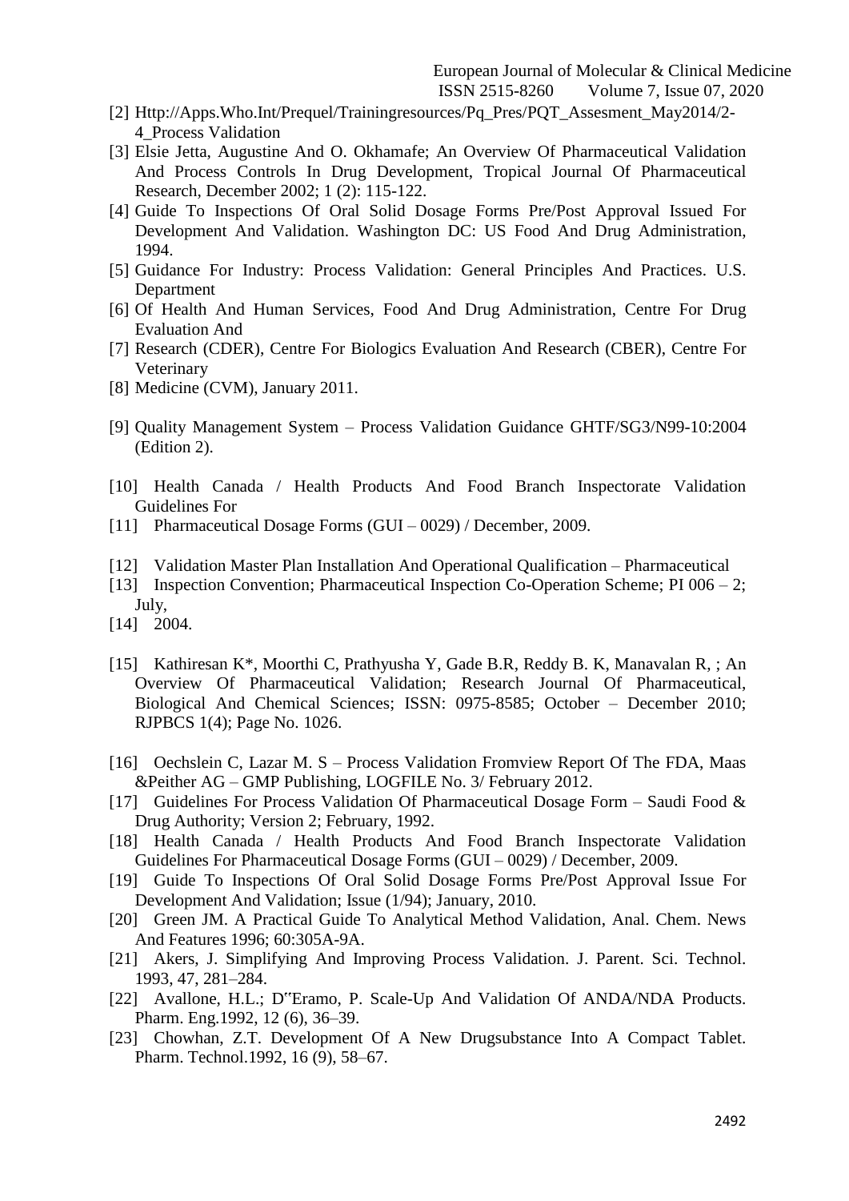[2] Http://Apps.Who.Int/Prequel/Trainingresources/Pq_Pres/PQT_Assesment_May2014/2-4_Process Validation

[3] Elsie Jetta, Augustine And O. Okhamafe; An Overview Of Pharmaceutical Validation And Process Controls In Drug Development, Tropical Journal Of Pharmaceutical Research, December 2002; 1 (2): 115-122.

[4] Guide To Inspections Of Oral Solid Dosage Forms Pre/Post Approval Issued For Development And Validation. Washington DC: US Food And Drug Administration, 1994.

[5] Guidance For Industry: Process Validation: General Principles And Practices. U.S. Department

[6] Of Health And Human Services, Food And Drug Administration, Centre For Drug Evaluation And

[7] Research (CDER), Centre For Biologics Evaluation And Research (CBER), Centre For Veterinary

[8] Medicine (CVM), January 2011.

[9] Quality Management System – Process Validation Guidance GHTF/SG3/N99-10:2004 (Edition 2).

[10] Health Canada / Health Products And Food Branch Inspectorate Validation Guidelines For

[11] Pharmaceutical Dosage Forms (GUI – 0029) / December, 2009.

[12] Validation Master Plan Installation And Operational Qualification – Pharmaceutical

[13] Inspection Convention; Pharmaceutical Inspection Co-Operation Scheme; PI 006 – 2; July,

[14] 2004.

[15] Kathiresan K*, Moorthi C, Prathyusha Y, Gade B.R, Reddy B. K, Manavalan R, ; An Overview Of Pharmaceutical Validation; Research Journal Of Pharmaceutical, Biological And Chemical Sciences; ISSN: 0975-8585; October – December 2010; RJPBCS 1(4); Page No. 1026.

[16] Oechslein C, Lazar M. S – Process Validation Fromview Report Of The FDA, Maas &Peither AG – GMP Publishing, LOGFILE No. 3/ February 2012.

[17] Guidelines For Process Validation Of Pharmaceutical Dosage Form – Saudi Food & Drug Authority; Version 2; February, 1992.

[18] Health Canada / Health Products And Food Branch Inspectorate Validation Guidelines For Pharmaceutical Dosage Forms (GUI – 0029) / December, 2009.

[19] Guide To Inspections Of Oral Solid Dosage Forms Pre/Post Approval Issue For Development And Validation; Issue (1/94); January, 2010.

[20] Green JM. A Practical Guide To Analytical Method Validation, Anal. Chem. News And Features 1996; 60:305A-9A.

[21] Akers, J. Simplifying And Improving Process Validation. J. Parent. Sci. Technol. 1993, 47, 281–284.

[22] Avallone, H.L.; D"Eramo, P. Scale-Up And Validation Of ANDA/NDA Products. Pharm. Eng.1992, 12 (6), 36–39.

[23] Chowhan, Z.T. Development Of A New Drugsubstance Into A Compact Tablet. Pharm. Technol.1992, 16 (9), 58–67.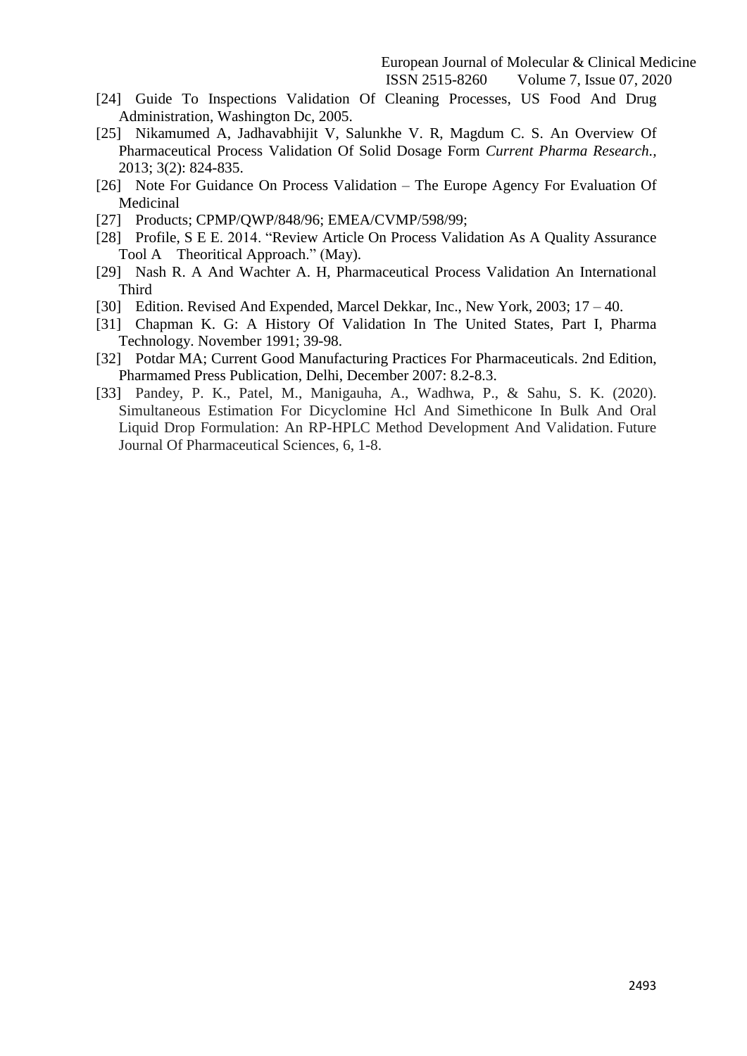[24] Guide To Inspections Validation Of Cleaning Processes, US Food And Drug Administration, Washington Dc, 2005.

[25] Nikamumed A, Jadhavabhijit V, Salunkhe V. R, Magdum C. S. An Overview Of Pharmaceutical Process Validation Of Solid Dosage Form *Current Pharma Research.*, 2013; 3(2): 824-835.

[26] Note For Guidance On Process Validation – The Europe Agency For Evaluation Of Medicinal

[27] Products; CPMP/QWP/848/96; EMEA/CVMP/598/99;

[28] Profile, S E E. 2014. "Review Article On Process Validation As A Quality Assurance Tool A Theoritical Approach." (May).

[29] Nash R. A And Wachter A. H, Pharmaceutical Process Validation An International Third

[30] Edition. Revised And Expended, Marcel Dekkar, Inc., New York, 2003; 17 – 40.

[31] Chapman K. G: A History Of Validation In The United States, Part I, Pharma Technology. November 1991; 39-98.

[32] Potdar MA; Current Good Manufacturing Practices For Pharmaceuticals. 2nd Edition, Pharmamed Press Publication, Delhi, December 2007: 8.2-8.3.

[33] Pandey, P. K., Patel, M., Manigauha, A., Wadhwa, P., & Sahu, S. K. (2020). Simultaneous Estimation For Dicyclomine Hcl And Simethicone In Bulk And Oral Liquid Drop Formulation: An RP-HPLC Method Development And Validation. Future Journal Of Pharmaceutical Sciences, 6, 1-8.